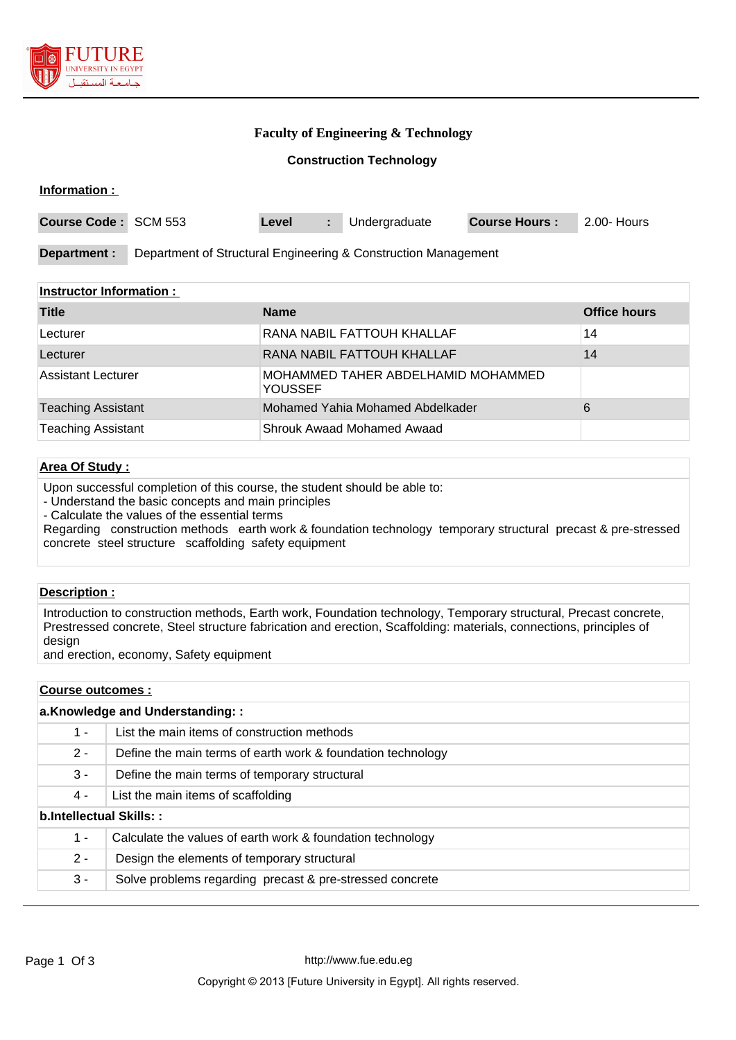# Faculty of Engineering & Technology

## Construction Technology

**Information :**

| **Course Code :** | SCM 553 | **Level** | **:** | Undergraduate | **Course Hours :** | 2.00- Hours |
|---|---|---|---|---|---|---|

**Department :** Department of Structural Engineering & Construction Management

**Instructor Information :**

| Title | Name | Office hours |
|---|---|---|
| Lecturer | RANA NABIL FATTOUH KHALLAF | 14 |
| Lecturer | RANA NABIL FATTOUH KHALLAF | 14 |
| Assistant Lecturer | MOHAMMED TAHER ABDELHAMID MOHAMMED YOUSSEF | |
| Teaching Assistant | Mohamed Yahia Mohamed Abdelkader | 6 |
| Teaching Assistant | Shrouk Awaad Mohamed Awaad | |

**Area Of Study :**

Upon successful completion of this course, the student should be able to:
- Understand the basic concepts and main principles
- Calculate the values of the essential terms
Regarding construction methods earth work & foundation technology temporary structural precast & pre-stressed concrete steel structure scaffolding safety equipment

**Description :**

Introduction to construction methods, Earth work, Foundation technology, Temporary structural, Precast concrete, Prestressed concrete, Steel structure fabrication and erection, Scaffolding: materials, connections, principles of design
and erection, economy, Safety equipment

**Course outcomes :**

**a.Knowledge and Understanding: :**

| | |
|---|---|
| 1 - | List the main items of construction methods |
| 2 - | Define the main terms of earth work & foundation technology |
| 3 - | Define the main terms of temporary structural |
| 4 - | List the main items of scaffolding |

**b.Intellectual Skills: :**

| | |
|---|---|
| 1 - | Calculate the values of earth work & foundation technology |
| 2 - | Design the elements of temporary structural |
| 3 - | Solve problems regarding precast & pre-stressed concrete |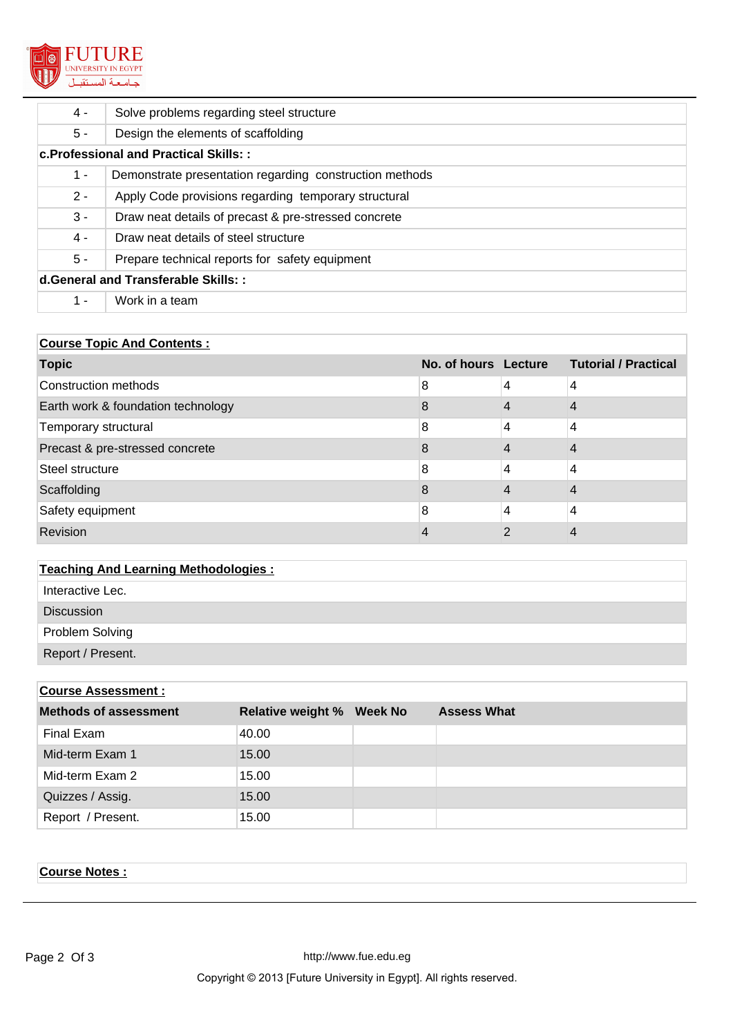| | |
|---|---|
| 4 - | Solve problems regarding steel structure |
| 5 - | Design the elements of scaffolding |

**c.Professional and Practical Skills: :**

| | |
|---|---|
| 1 - | Demonstrate presentation regarding construction methods |
| 2 - | Apply Code provisions regarding temporary structural |
| 3 - | Draw neat details of precast & pre-stressed concrete |
| 4 - | Draw neat details of steel structure |
| 5 - | Prepare technical reports for safety equipment |

**d.General and Transferable Skills: :**

| | |
|---|---|
| 1 - | Work in a team |

**Course Topic And Contents :**

| Topic | No. of hours | Lecture | Tutorial / Practical |
|---|---|---|---|
| Construction methods | 8 | 4 | 4 |
| Earth work & foundation technology | 8 | 4 | 4 |
| Temporary structural | 8 | 4 | 4 |
| Precast & pre-stressed concrete | 8 | 4 | 4 |
| Steel structure | 8 | 4 | 4 |
| Scaffolding | 8 | 4 | 4 |
| Safety equipment | 8 | 4 | 4 |
| Revision | 4 | 2 | 4 |

**Teaching And Learning Methodologies :**

- Interactive Lec.
- Discussion
- Problem Solving
- Report / Present.

**Course Assessment :**

| Methods of assessment | Relative weight % | Week No | Assess What |
|---|---|---|---|
| Final Exam | 40.00 | | |
| Mid-term Exam 1 | 15.00 | | |
| Mid-term Exam 2 | 15.00 | | |
| Quizzes / Assig. | 15.00 | | |
| Report / Present. | 15.00 | | |

**Course Notes :**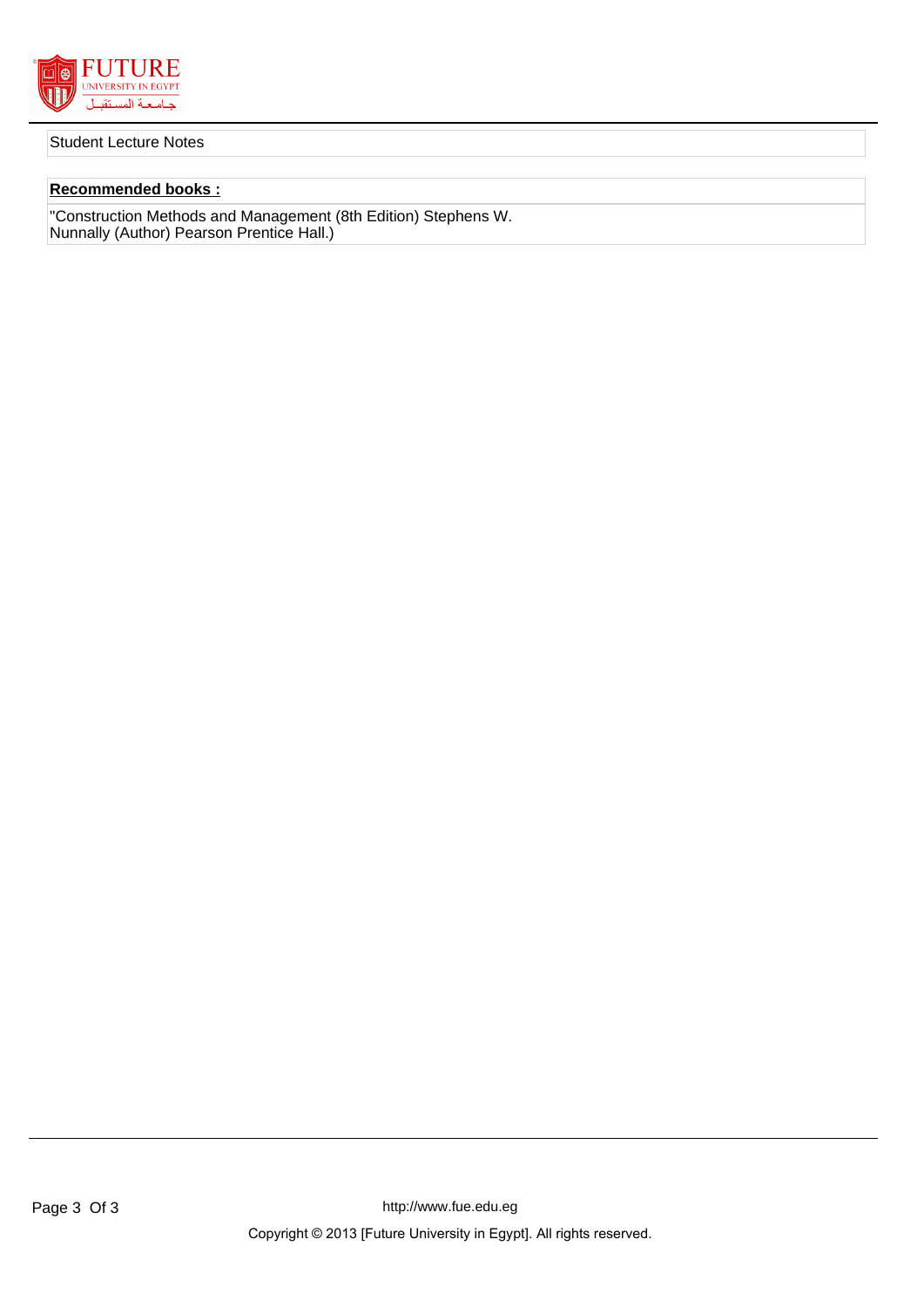Student Lecture Notes

**Recommended books :**

"Construction Methods and Management (8th Edition) Stephens W. Nunnally (Author) Pearson Prentice Hall.)

http://www.fue.edu.eg

Copyright © 2013 [Future University in Egypt]. All rights reserved.